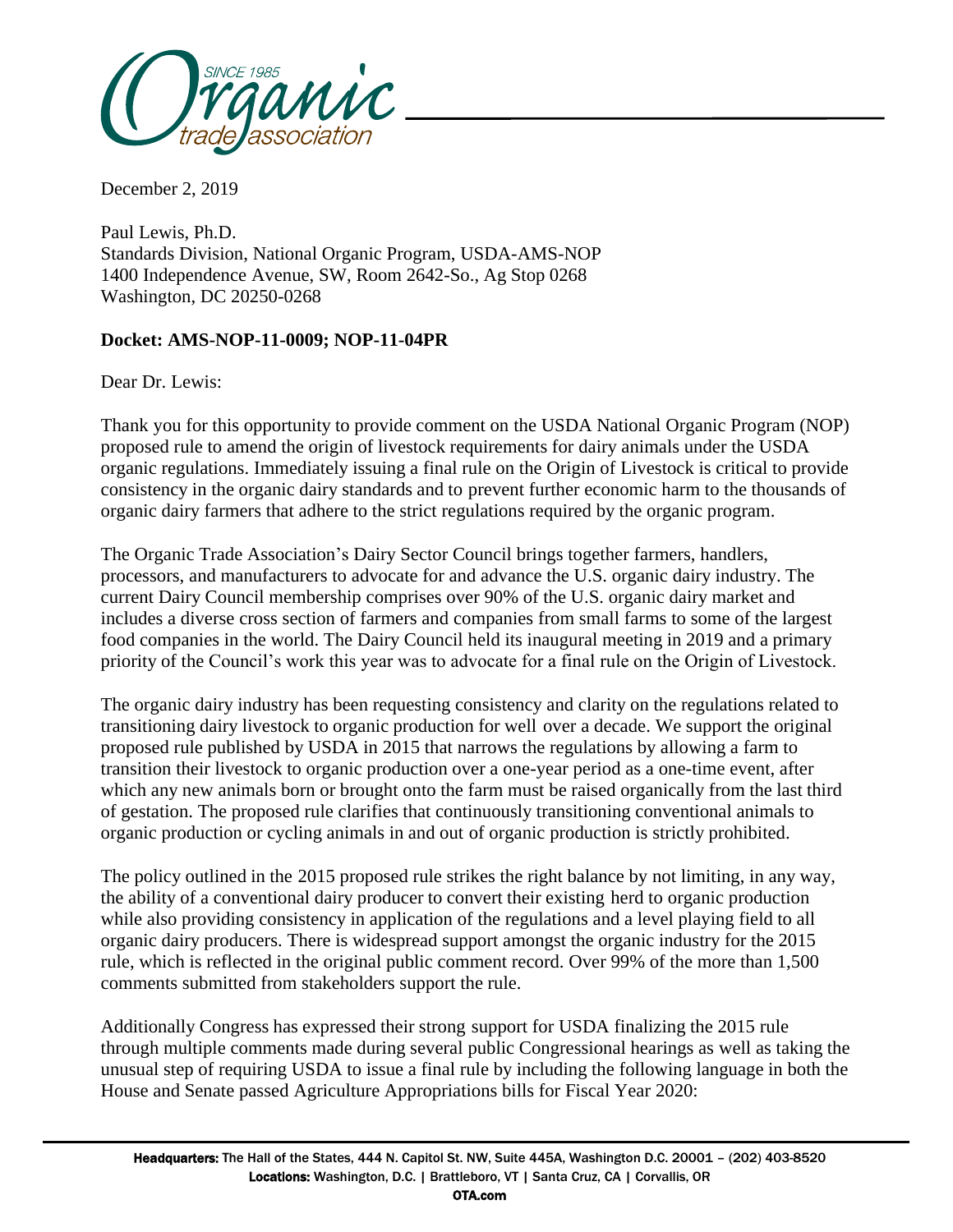December 2, 2019

Paul Lewis, Ph.D.
Standards Division, National Organic Program, USDA-AMS-NOP
1400 Independence Avenue, SW, Room 2642-So., Ag Stop 0268
Washington, DC 20250-0268

**Docket: AMS-NOP-11-0009; NOP-11-04PR**

Dear Dr. Lewis:

Thank you for this opportunity to provide comment on the USDA National Organic Program (NOP) proposed rule to amend the origin of livestock requirements for dairy animals under the USDA organic regulations. Immediately issuing a final rule on the Origin of Livestock is critical to provide consistency in the organic dairy standards and to prevent further economic harm to the thousands of organic dairy farmers that adhere to the strict regulations required by the organic program.

The Organic Trade Association's Dairy Sector Council brings together farmers, handlers, processors, and manufacturers to advocate for and advance the U.S. organic dairy industry. The current Dairy Council membership comprises over 90% of the U.S. organic dairy market and includes a diverse cross section of farmers and companies from small farms to some of the largest food companies in the world. The Dairy Council held its inaugural meeting in 2019 and a primary priority of the Council's work this year was to advocate for a final rule on the Origin of Livestock.

The organic dairy industry has been requesting consistency and clarity on the regulations related to transitioning dairy livestock to organic production for well over a decade. We support the original proposed rule published by USDA in 2015 that narrows the regulations by allowing a farm to transition their livestock to organic production over a one-year period as a one-time event, after which any new animals born or brought onto the farm must be raised organically from the last third of gestation. The proposed rule clarifies that continuously transitioning conventional animals to organic production or cycling animals in and out of organic production is strictly prohibited.

The policy outlined in the 2015 proposed rule strikes the right balance by not limiting, in any way, the ability of a conventional dairy producer to convert their existing herd to organic production while also providing consistency in application of the regulations and a level playing field to all organic dairy producers. There is widespread support amongst the organic industry for the 2015 rule, which is reflected in the original public comment record. Over 99% of the more than 1,500 comments submitted from stakeholders support the rule.

Additionally Congress has expressed their strong support for USDA finalizing the 2015 rule through multiple comments made during several public Congressional hearings as well as taking the unusual step of requiring USDA to issue a final rule by including the following language in both the House and Senate passed Agriculture Appropriations bills for Fiscal Year 2020: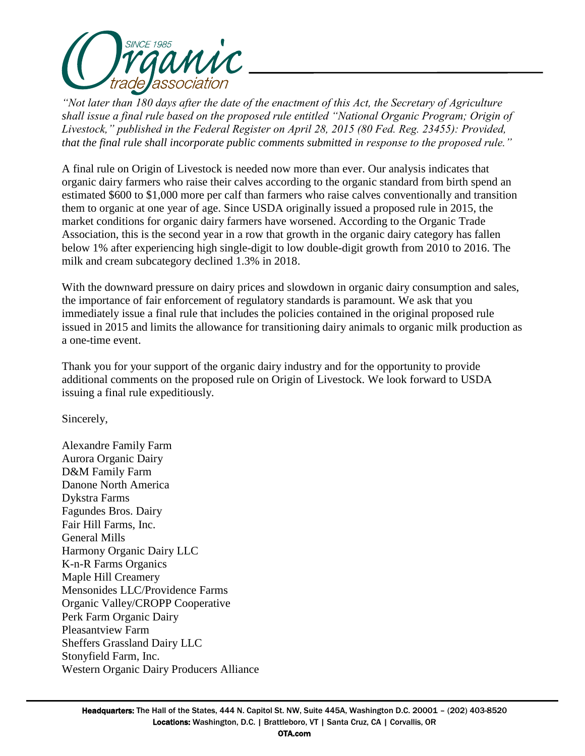*"Not later than 180 days after the date of the enactment of this Act, the Secretary of Agriculture shall issue a final rule based on the proposed rule entitled "National Organic Program; Origin of Livestock," published in the Federal Register on April 28, 2015 (80 Fed. Reg. 23455): Provided, that the final rule shall incorporate public comments submitted in response to the proposed rule."*

A final rule on Origin of Livestock is needed now more than ever. Our analysis indicates that organic dairy farmers who raise their calves according to the organic standard from birth spend an estimated $600 to $1,000 more per calf than farmers who raise calves conventionally and transition them to organic at one year of age. Since USDA originally issued a proposed rule in 2015, the market conditions for organic dairy farmers have worsened. According to the Organic Trade Association, this is the second year in a row that growth in the organic dairy category has fallen below 1% after experiencing high single-digit to low double-digit growth from 2010 to 2016. The milk and cream subcategory declined 1.3% in 2018.

With the downward pressure on dairy prices and slowdown in organic dairy consumption and sales, the importance of fair enforcement of regulatory standards is paramount. We ask that you immediately issue a final rule that includes the policies contained in the original proposed rule issued in 2015 and limits the allowance for transitioning dairy animals to organic milk production as a one-time event.

Thank you for your support of the organic dairy industry and for the opportunity to provide additional comments on the proposed rule on Origin of Livestock. We look forward to USDA issuing a final rule expeditiously.

Sincerely,

Alexandre Family Farm
Aurora Organic Dairy
D&M Family Farm
Danone North America
Dykstra Farms
Fagundes Bros. Dairy
Fair Hill Farms, Inc.
General Mills
Harmony Organic Dairy LLC
K-n-R Farms Organics
Maple Hill Creamery
Mensonides LLC/Providence Farms
Organic Valley/CROPP Cooperative
Perk Farm Organic Dairy
Pleasantview Farm
Sheffers Grassland Dairy LLC
Stonyfield Farm, Inc.
Western Organic Dairy Producers Alliance